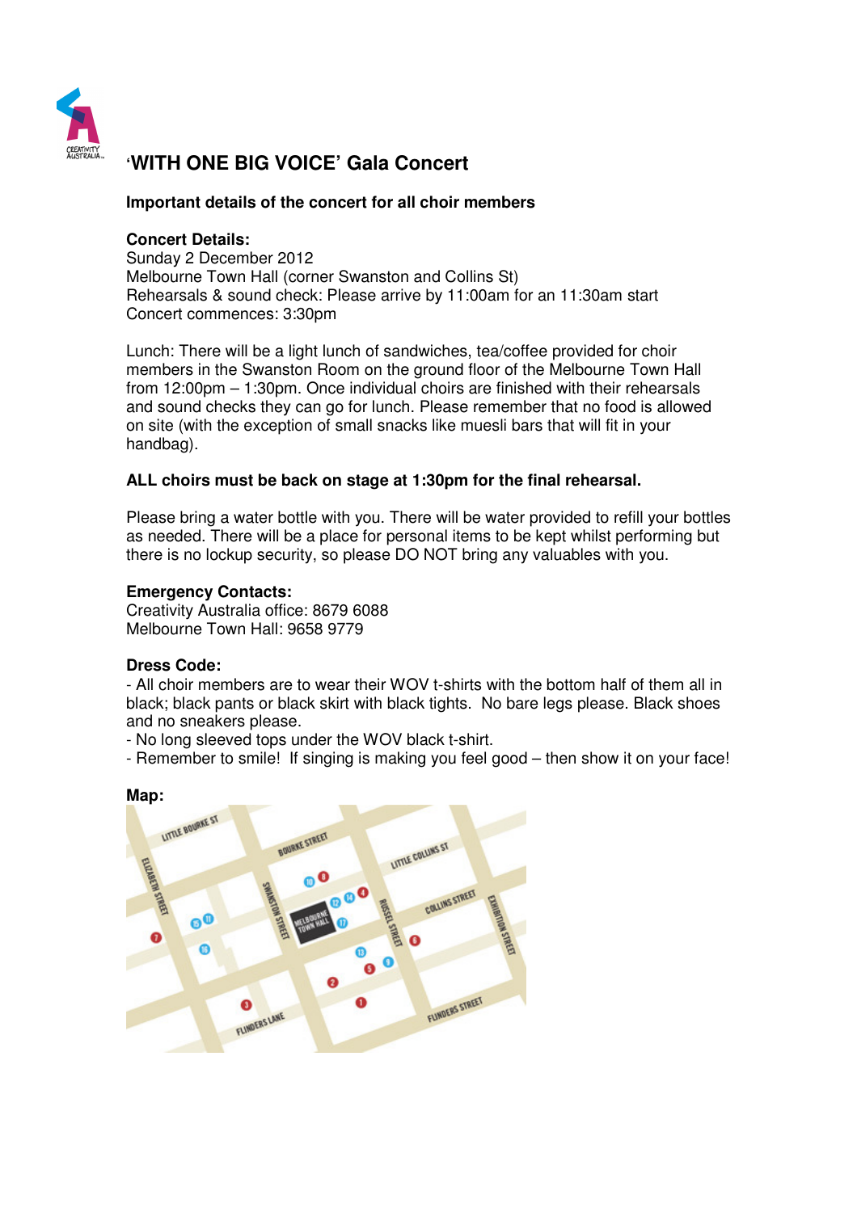# 'WITH ONE BIG VOICE' Gala Concert

**Important details of the concert for all choir members**

**Concert Details:**
Sunday 2 December 2012
Melbourne Town Hall (corner Swanston and Collins St)
Rehearsals & sound check: Please arrive by 11:00am for an 11:30am start
Concert commences: 3:30pm

Lunch: There will be a light lunch of sandwiches, tea/coffee provided for choir members in the Swanston Room on the ground floor of the Melbourne Town Hall from 12:00pm – 1:30pm. Once individual choirs are finished with their rehearsals and sound checks they can go for lunch. Please remember that no food is allowed on site (with the exception of small snacks like muesli bars that will fit in your handbag).

**ALL choirs must be back on stage at 1:30pm for the final rehearsal.**

Please bring a water bottle with you. There will be water provided to refill your bottles as needed. There will be a place for personal items to be kept whilst performing but there is no lockup security, so please DO NOT bring any valuables with you.

**Emergency Contacts:**
Creativity Australia office: 8679 6088
Melbourne Town Hall: 9658 9779

**Dress Code:**
- All choir members are to wear their WOV t-shirts with the bottom half of them all in black; black pants or black skirt with black tights. No bare legs please. Black shoes and no sneakers please.
- No long sleeved tops under the WOV black t-shirt.
- Remember to smile! If singing is making you feel good – then show it on your face!

**Map:**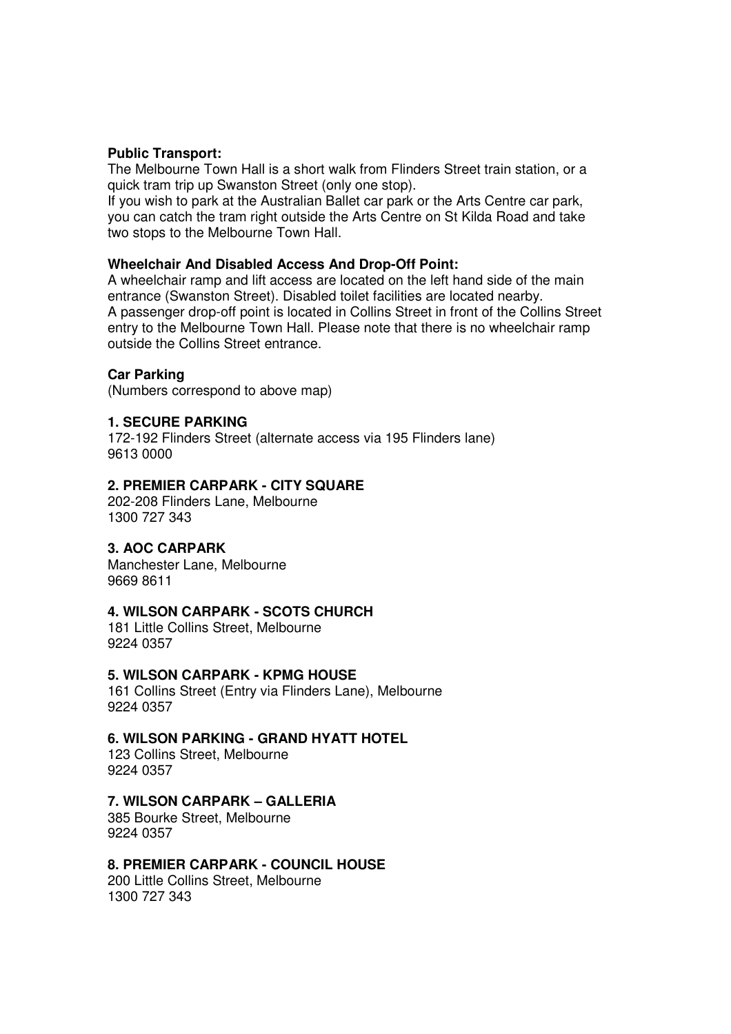**Public Transport:**
The Melbourne Town Hall is a short walk from Flinders Street train station, or a quick tram trip up Swanston Street (only one stop).
If you wish to park at the Australian Ballet car park or the Arts Centre car park, you can catch the tram right outside the Arts Centre on St Kilda Road and take two stops to the Melbourne Town Hall.

**Wheelchair And Disabled Access And Drop-Off Point:**
A wheelchair ramp and lift access are located on the left hand side of the main entrance (Swanston Street). Disabled toilet facilities are located nearby.
A passenger drop-off point is located in Collins Street in front of the Collins Street entry to the Melbourne Town Hall. Please note that there is no wheelchair ramp outside the Collins Street entrance.

**Car Parking**
(Numbers correspond to above map)

**1. SECURE PARKING**
172-192 Flinders Street (alternate access via 195 Flinders lane)
9613 0000

**2. PREMIER CARPARK - CITY SQUARE**
202-208 Flinders Lane, Melbourne
1300 727 343

**3. AOC CARPARK**
Manchester Lane, Melbourne
9669 8611

**4. WILSON CARPARK - SCOTS CHURCH**
181 Little Collins Street, Melbourne
9224 0357

**5. WILSON CARPARK - KPMG HOUSE**
161 Collins Street (Entry via Flinders Lane), Melbourne
9224 0357

**6. WILSON PARKING - GRAND HYATT HOTEL**
123 Collins Street, Melbourne
9224 0357

**7. WILSON CARPARK – GALLERIA**
385 Bourke Street, Melbourne
9224 0357

**8. PREMIER CARPARK - COUNCIL HOUSE**
200 Little Collins Street, Melbourne
1300 727 343